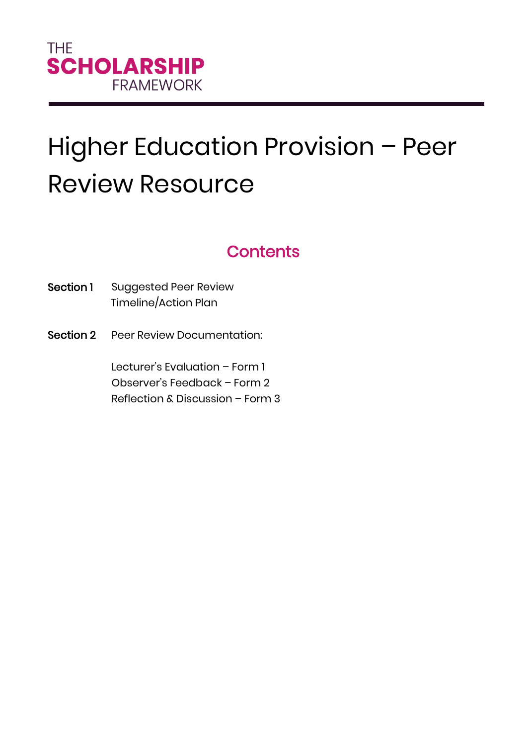THE
**SCHOLARSHIP**
FRAMEWORK

# Higher Education Provision – Peer Review Resource

## Contents

**Section 1** Suggested Peer Review Timeline/Action Plan

**Section 2** Peer Review Documentation:

Lecturer's Evaluation – Form 1
Observer's Feedback – Form 2
Reflection & Discussion – Form 3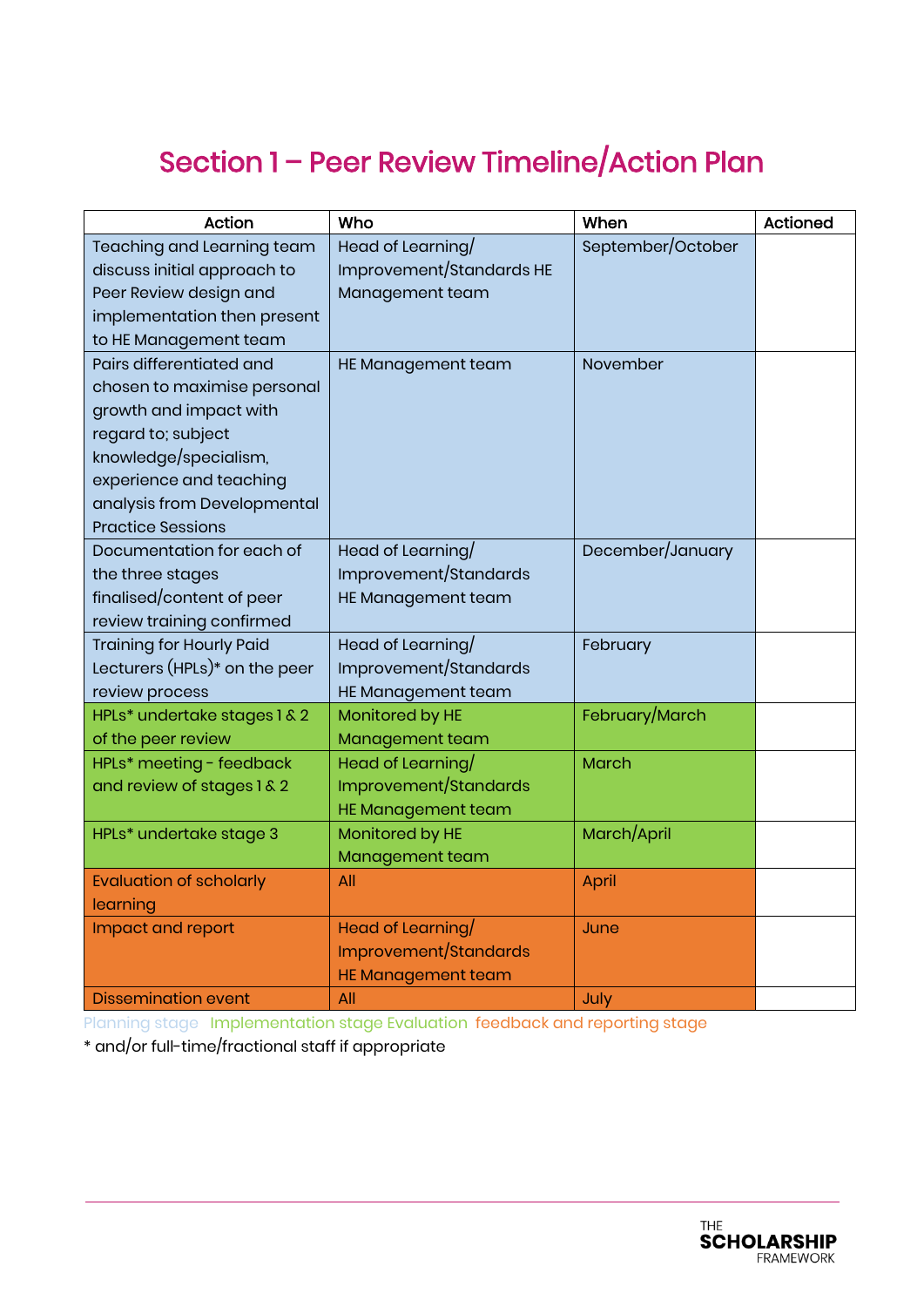# Section 1 – Peer Review Timeline/Action Plan

| Action | Who | When | Actioned |
|---|---|---|---|
| Teaching and Learning team discuss initial approach to Peer Review design and implementation then present to HE Management team | Head of Learning/ Improvement/Standards HE Management team | September/October | |
| Pairs differentiated and chosen to maximise personal growth and impact with regard to; subject knowledge/specialism, experience and teaching analysis from Developmental Practice Sessions | HE Management team | November | |
| Documentation for each of the three stages finalised/content of peer review training confirmed | Head of Learning/ Improvement/Standards HE Management team | December/January | |
| Training for Hourly Paid Lecturers (HPLs)* on the peer review process | Head of Learning/ Improvement/Standards HE Management team | February | |
| HPLs* undertake stages 1 & 2 of the peer review | Monitored by HE Management team | February/March | |
| HPLs* meeting - feedback and review of stages 1 & 2 | Head of Learning/ Improvement/Standards HE Management team | March | |
| HPLs* undertake stage 3 | Monitored by HE Management team | March/April | |
| Evaluation of scholarly learning | All | April | |
| Impact and report | Head of Learning/ Improvement/Standards HE Management team | June | |
| Dissemination event | All | July | |

Planning stage Implementation stage Evaluation feedback and reporting stage

* and/or full-time/fractional staff if appropriate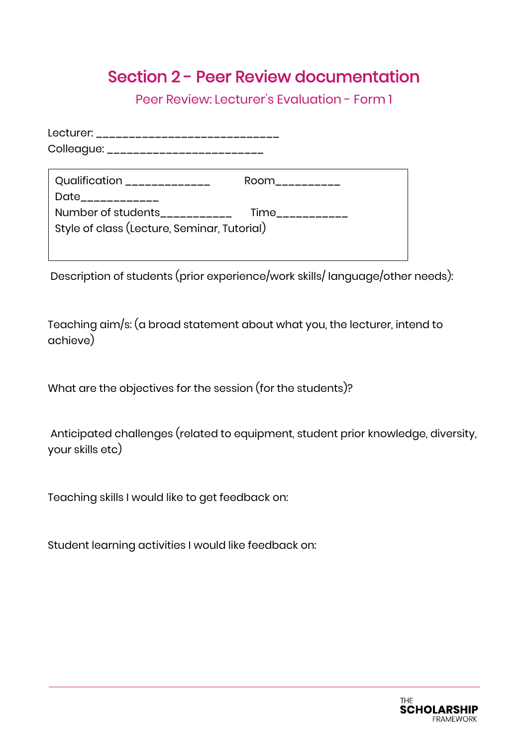# Section 2 - Peer Review documentation

## Peer Review: Lecturer's Evaluation - Form 1

Lecturer: ____________________________
Colleague: ________________________

Qualification _____________ Room__________
Date____________
Number of students___________ Time___________
Style of class (Lecture, Seminar, Tutorial)

Description of students (prior experience/work skills/ language/other needs):

Teaching aim/s: (a broad statement about what you, the lecturer, intend to achieve)

What are the objectives for the session (for the students)?

Anticipated challenges (related to equipment, student prior knowledge, diversity, your skills etc)

Teaching skills I would like to get feedback on:

Student learning activities I would like feedback on: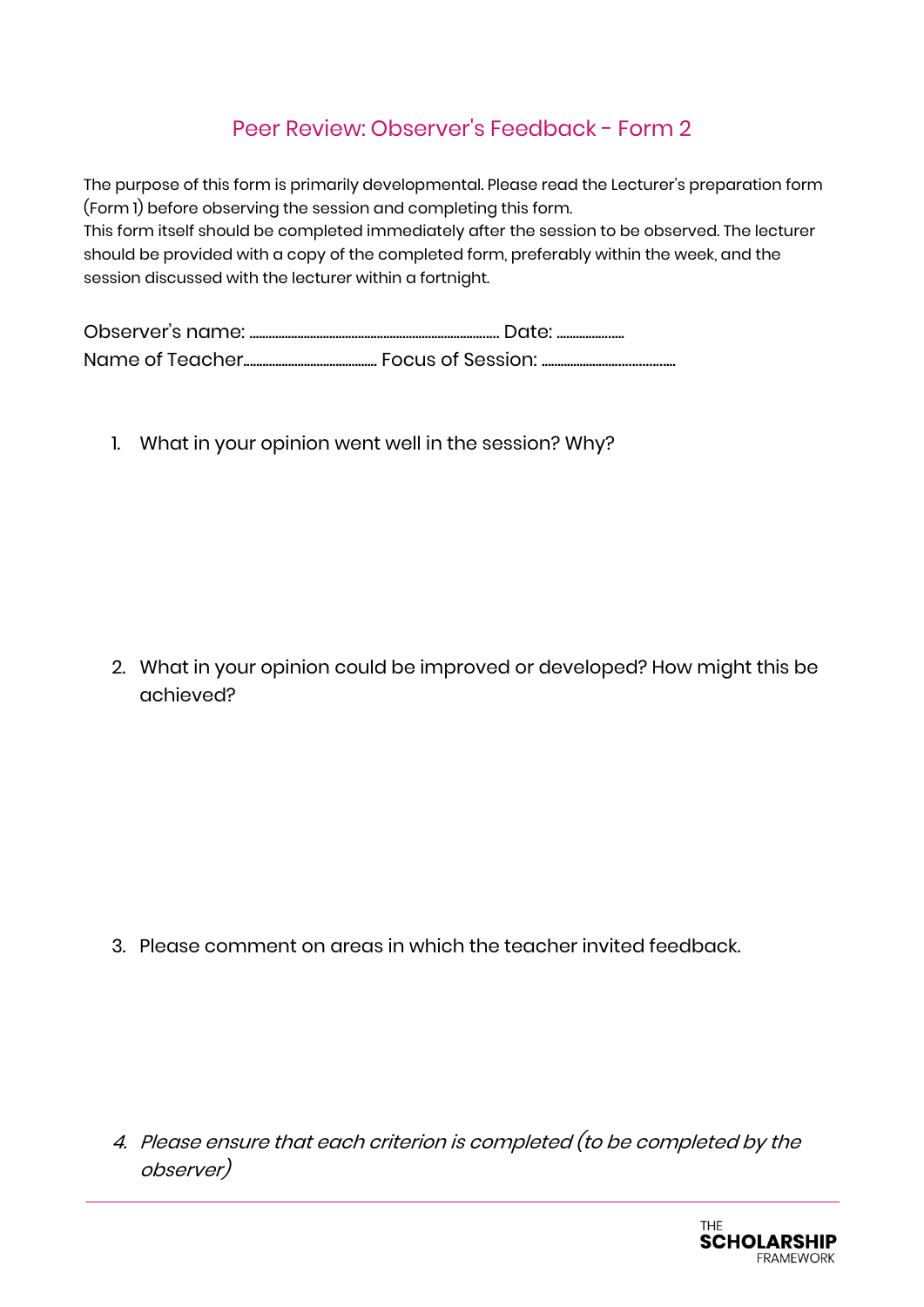# Peer Review: Observer's Feedback - Form 2

The purpose of this form is primarily developmental. Please read the Lecturer's preparation form (Form 1) before observing the session and completing this form.
This form itself should be completed immediately after the session to be observed. The lecturer should be provided with a copy of the completed form, preferably within the week, and the session discussed with the lecturer within a fortnight.

Observer's name: ............................................................................ Date: ......................
Name of Teacher.......................................... Focus of Session: ..........................................

1. What in your opinion went well in the session? Why?

2. What in your opinion could be improved or developed? How might this be achieved?

3. Please comment on areas in which the teacher invited feedback.

4. *Please ensure that each criterion is completed (to be completed by the observer)*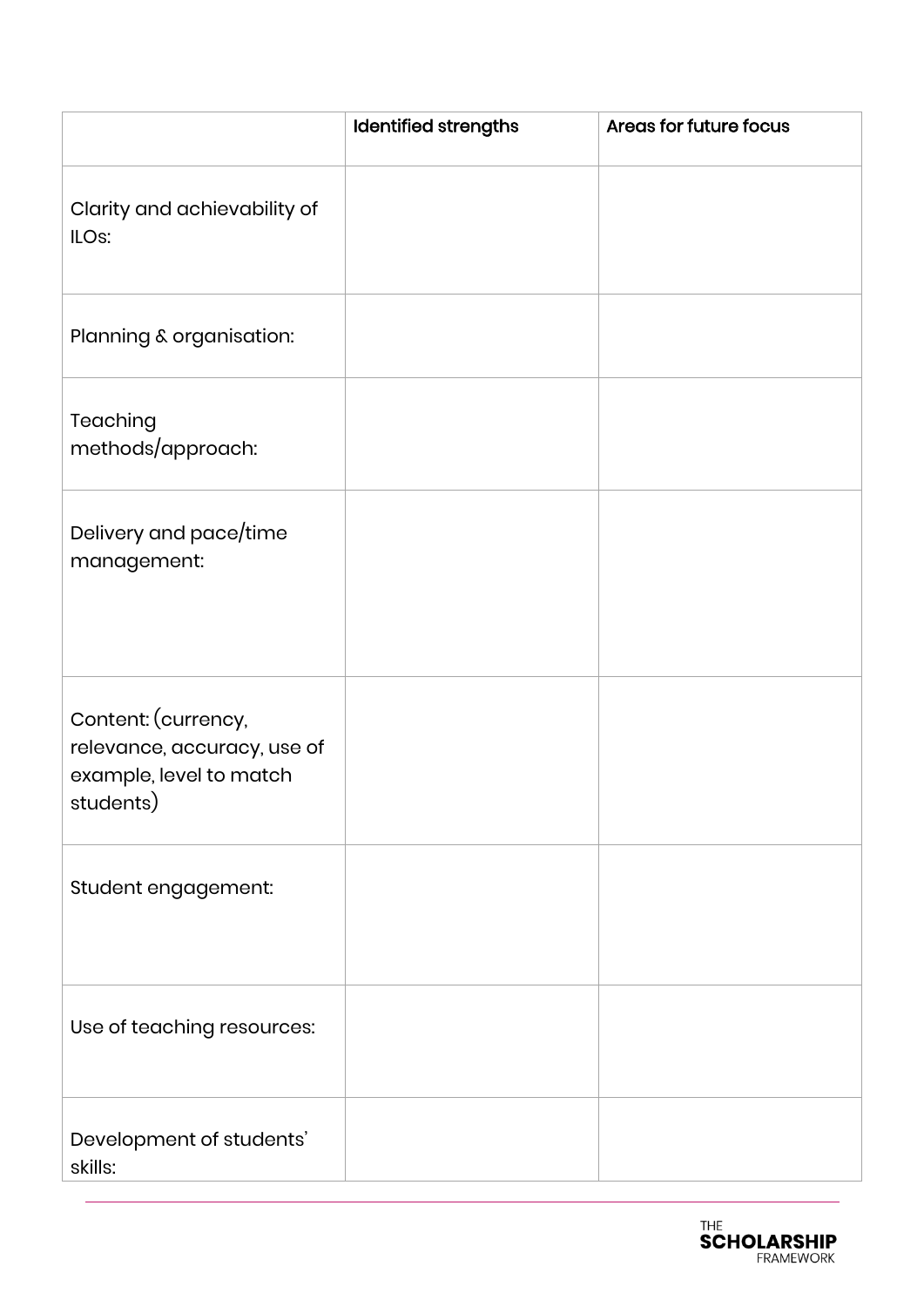| | Identified strengths | Areas for future focus |
|---|---|---|
| Clarity and achievability of ILOs: | | |
| Planning & organisation: | | |
| Teaching methods/approach: | | |
| Delivery and pace/time management: | | |
| Content: (currency, relevance, accuracy, use of example, level to match students) | | |
| Student engagement: | | |
| Use of teaching resources: | | |
| Development of students' skills: | | |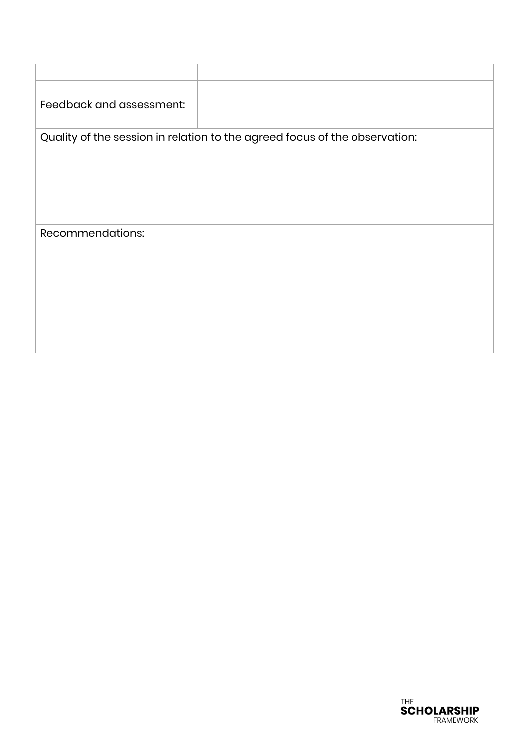| | | |
|---|---|---|
| Feedback and assessment: | | |
| Quality of the session in relation to the agreed focus of the observation: | | |
| Recommendations: | | |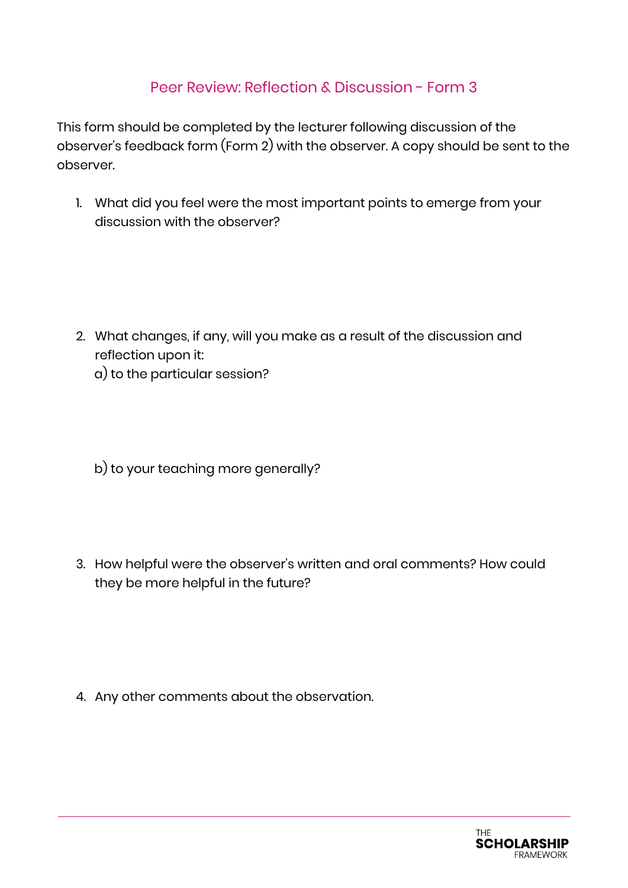## Peer Review: Reflection & Discussion - Form 3

This form should be completed by the lecturer following discussion of the observer's feedback form (Form 2) with the observer. A copy should be sent to the observer.

1. What did you feel were the most important points to emerge from your discussion with the observer?

2. What changes, if any, will you make as a result of the discussion and reflection upon it:
   a) to the particular session?

   b) to your teaching more generally?

3. How helpful were the observer's written and oral comments? How could they be more helpful in the future?

4. Any other comments about the observation.